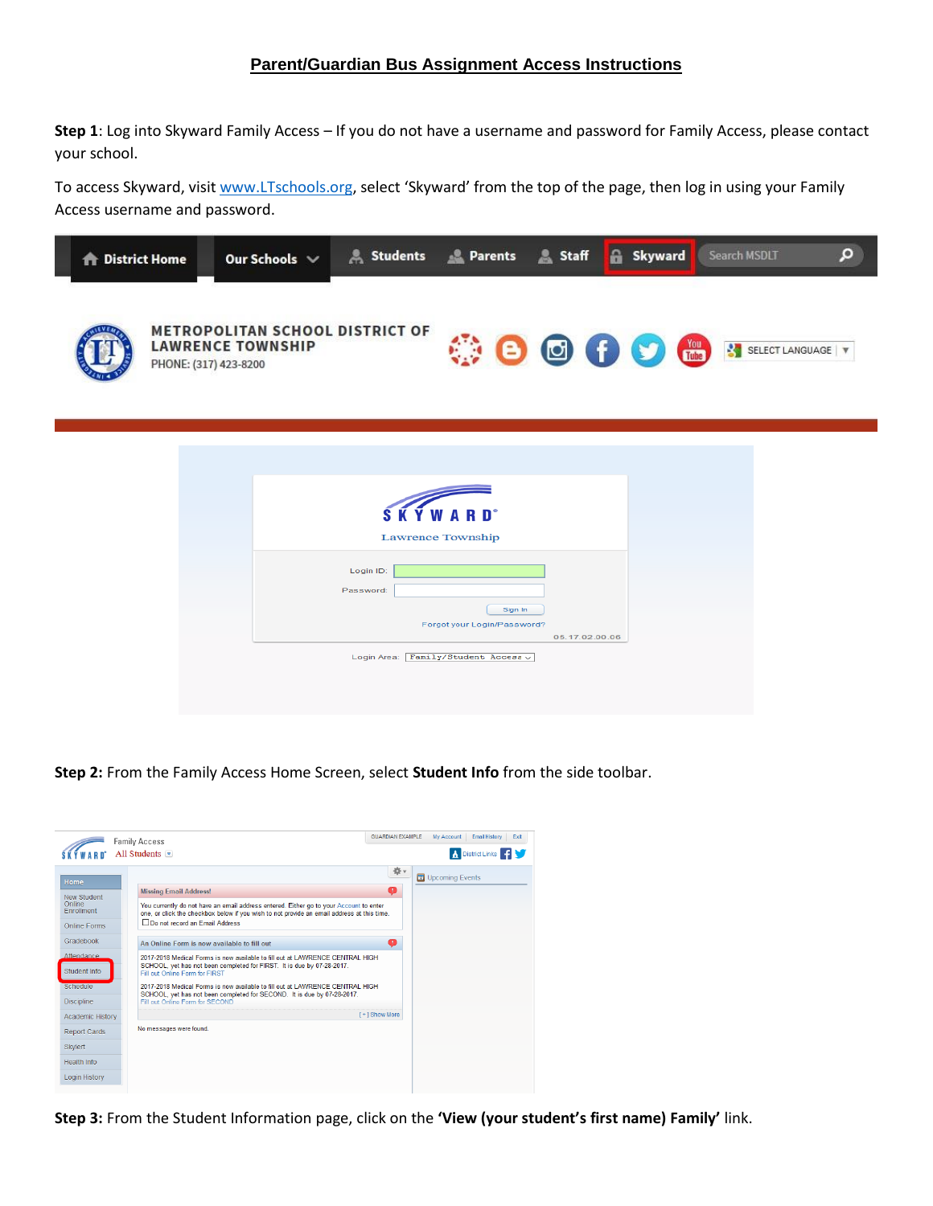# Parent/Guardian Bus Assignment Access Instructions

**Step 1**: Log into Skyward Family Access – If you do not have a username and password for Family Access, please contact your school.

To access Skyward, visit www.LTschools.org, select 'Skyward' from the top of the page, then log in using your Family Access username and password.

**Step 2:** From the Family Access Home Screen, select **Student Info** from the side toolbar.

**Step 3:** From the Student Information page, click on the **'View (your student's first name) Family'** link.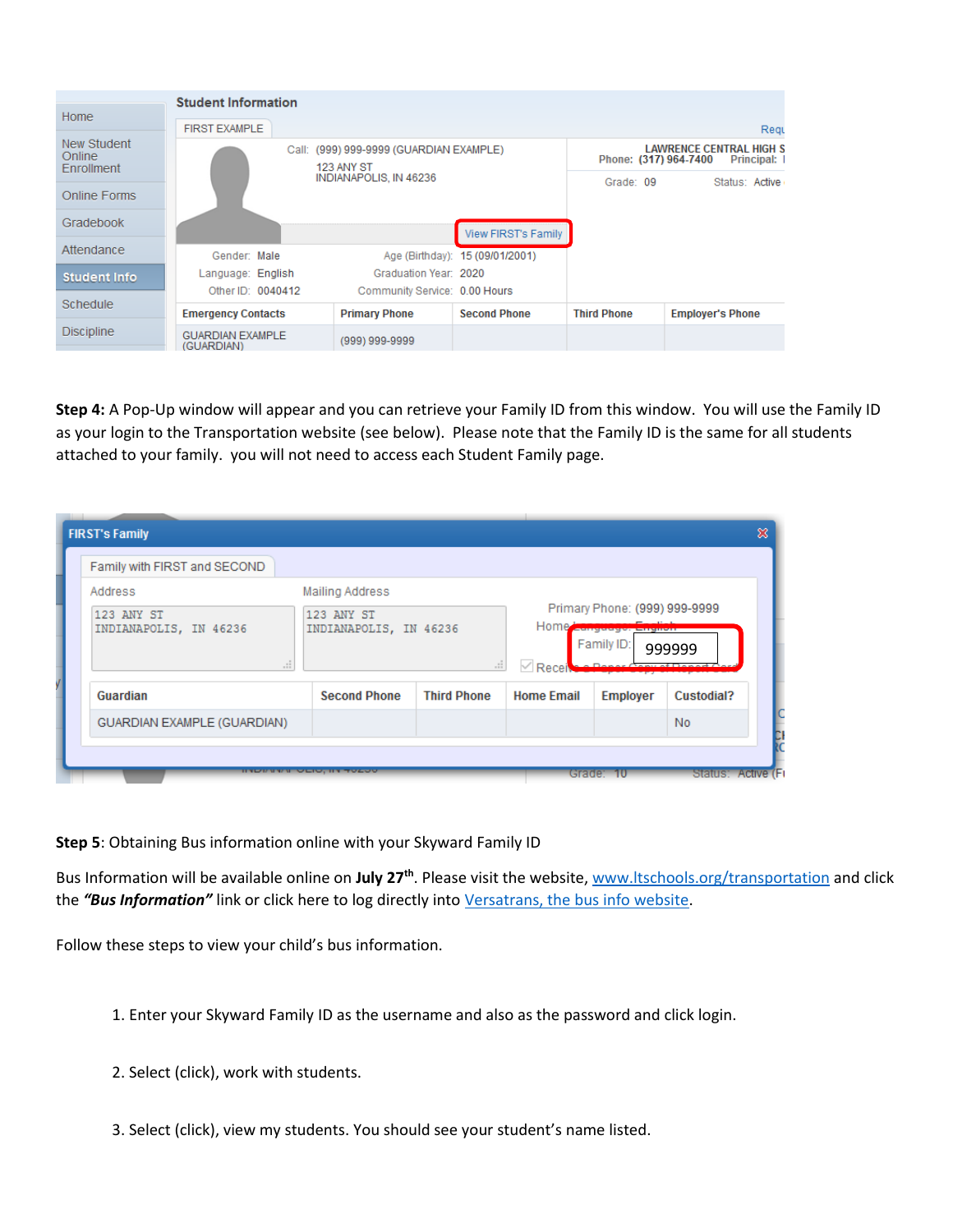**Step 4:** A Pop-Up window will appear and you can retrieve your Family ID from this window. You will use the Family ID as your login to the Transportation website (see below). Please note that the Family ID is the same for all students attached to your family. you will not need to access each Student Family page.

**Step 5**: Obtaining Bus information online with your Skyward Family ID

Bus Information will be available online on **July 27th**. Please visit the website, [www.ltschools.org/transportation](http://www.ltschools.org/transportation) and click the ***"Bus Information"*** link or click here to log directly into Versatrans, the bus info website.

Follow these steps to view your child's bus information.

1. Enter your Skyward Family ID as the username and also as the password and click login.

2. Select (click), work with students.

3. Select (click), view my students. You should see your student's name listed.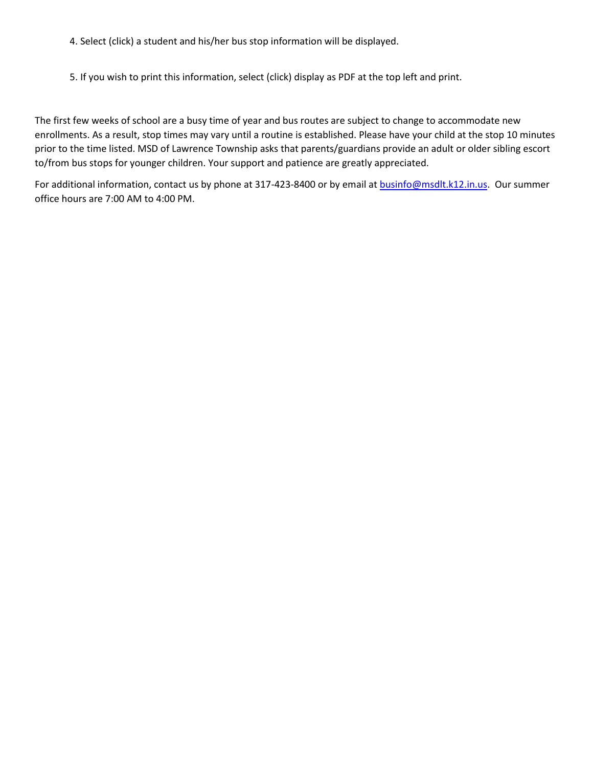4. Select (click) a student and his/her bus stop information will be displayed.

5. If you wish to print this information, select (click) display as PDF at the top left and print.

The first few weeks of school are a busy time of year and bus routes are subject to change to accommodate new enrollments. As a result, stop times may vary until a routine is established. Please have your child at the stop 10 minutes prior to the time listed. MSD of Lawrence Township asks that parents/guardians provide an adult or older sibling escort to/from bus stops for younger children. Your support and patience are greatly appreciated.

For additional information, contact us by phone at 317-423-8400 or by email at [businfo@msdlt.k12.in.us](mailto:businfo@msdlt.k12.in.us). Our summer office hours are 7:00 AM to 4:00 PM.